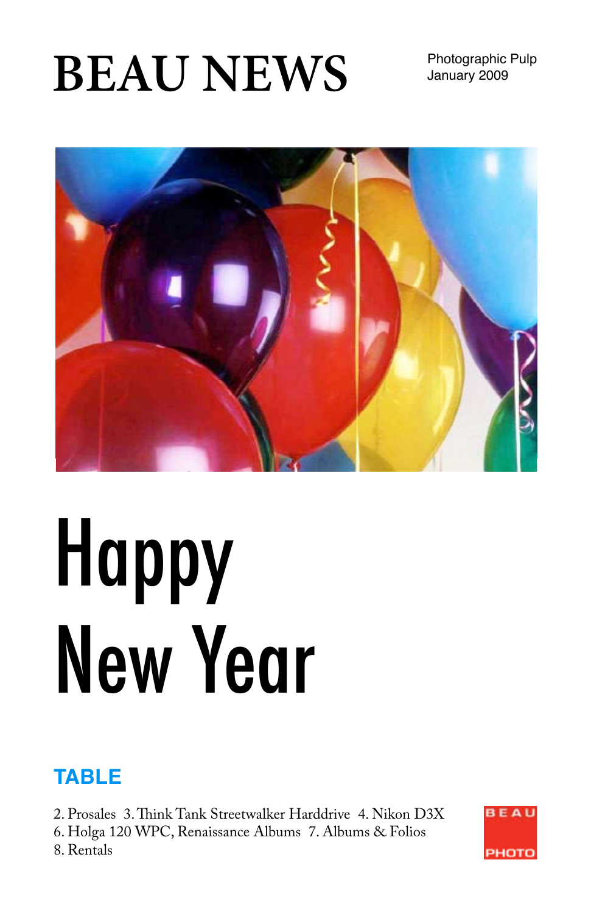# BEAU NEWS

Photographic Pulp
January 2009

# Happy New Year

## TABLE

2. Prosales 3. Think Tank Streetwalker Harddrive 4. Nikon D3X
6. Holga 120 WPC, Renaissance Albums 7. Albums & Folios
8. Rentals

BEAU PHOTO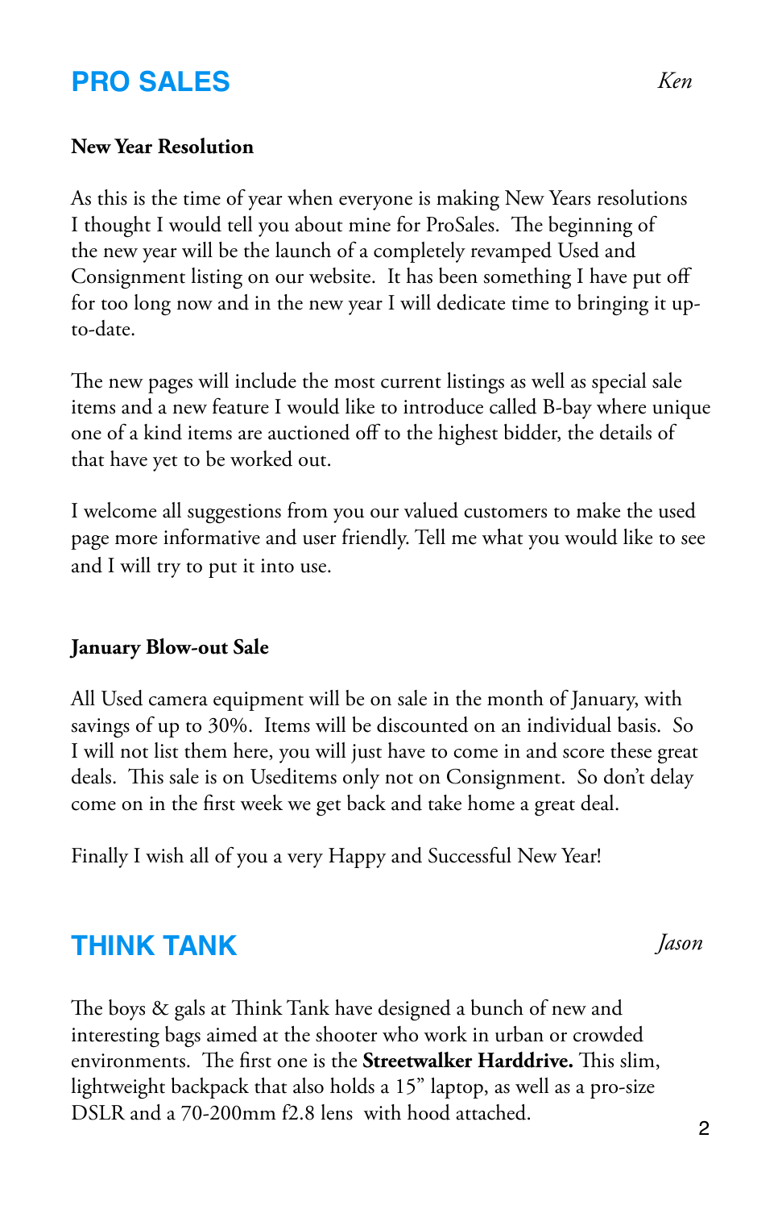## PRO SALES

*Ken*

**New Year Resolution**

As this is the time of year when everyone is making New Years resolutions I thought I would tell you about mine for ProSales. The beginning of the new year will be the launch of a completely revamped Used and Consignment listing on our website. It has been something I have put off for too long now and in the new year I will dedicate time to bringing it up-to-date.

The new pages will include the most current listings as well as special sale items and a new feature I would like to introduce called B-bay where unique one of a kind items are auctioned off to the highest bidder, the details of that have yet to be worked out.

I welcome all suggestions from you our valued customers to make the used page more informative and user friendly. Tell me what you would like to see and I will try to put it into use.

**January Blow-out Sale**

All Used camera equipment will be on sale in the month of January, with savings of up to 30%. Items will be discounted on an individual basis. So I will not list them here, you will just have to come in and score these great deals. This sale is on Useditems only not on Consignment. So don't delay come on in the first week we get back and take home a great deal.

Finally I wish all of you a very Happy and Successful New Year!

## THINK TANK

*Jason*

The boys & gals at Think Tank have designed a bunch of new and interesting bags aimed at the shooter who work in urban or crowded environments. The first one is the **Streetwalker Harddrive.** This slim, lightweight backpack that also holds a 15" laptop, as well as a pro-size DSLR and a 70-200mm f2.8 lens with hood attached.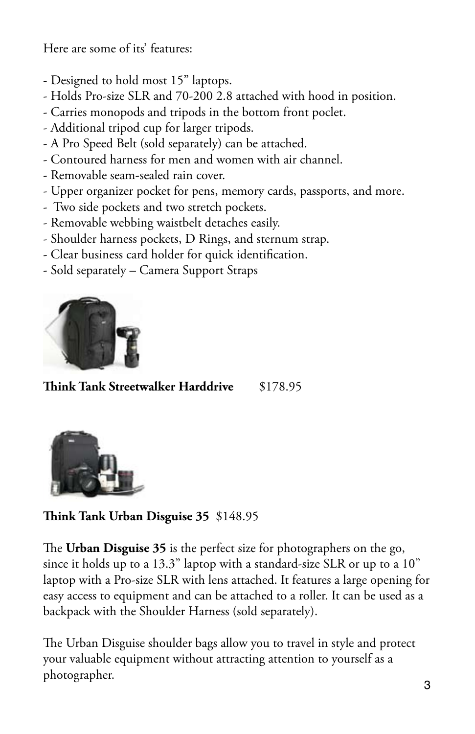Here are some of its' features:

- Designed to hold most 15" laptops.
- Holds Pro-size SLR and 70-200 2.8 attached with hood in position.
- Carries monopods and tripods in the bottom front poclet.
- Additional tripod cup for larger tripods.
- A Pro Speed Belt (sold separately) can be attached.
- Contoured harness for men and women with air channel.
- Removable seam-sealed rain cover.
- Upper organizer pocket for pens, memory cards, passports, and more.
- Two side pockets and two stretch pockets.
- Removable webbing waistbelt detaches easily.
- Shoulder harness pockets, D Rings, and sternum strap.
- Clear business card holder for quick identification.
- Sold separately – Camera Support Straps

**Think Tank Streetwalker Harddrive** $178.95

**Think Tank Urban Disguise 35** $148.95

The **Urban Disguise 35** is the perfect size for photographers on the go, since it holds up to a 13.3" laptop with a standard-size SLR or up to a 10" laptop with a Pro-size SLR with lens attached. It features a large opening for easy access to equipment and can be attached to a roller. It can be used as a backpack with the Shoulder Harness (sold separately).

The Urban Disguise shoulder bags allow you to travel in style and protect your valuable equipment without attracting attention to yourself as a photographer.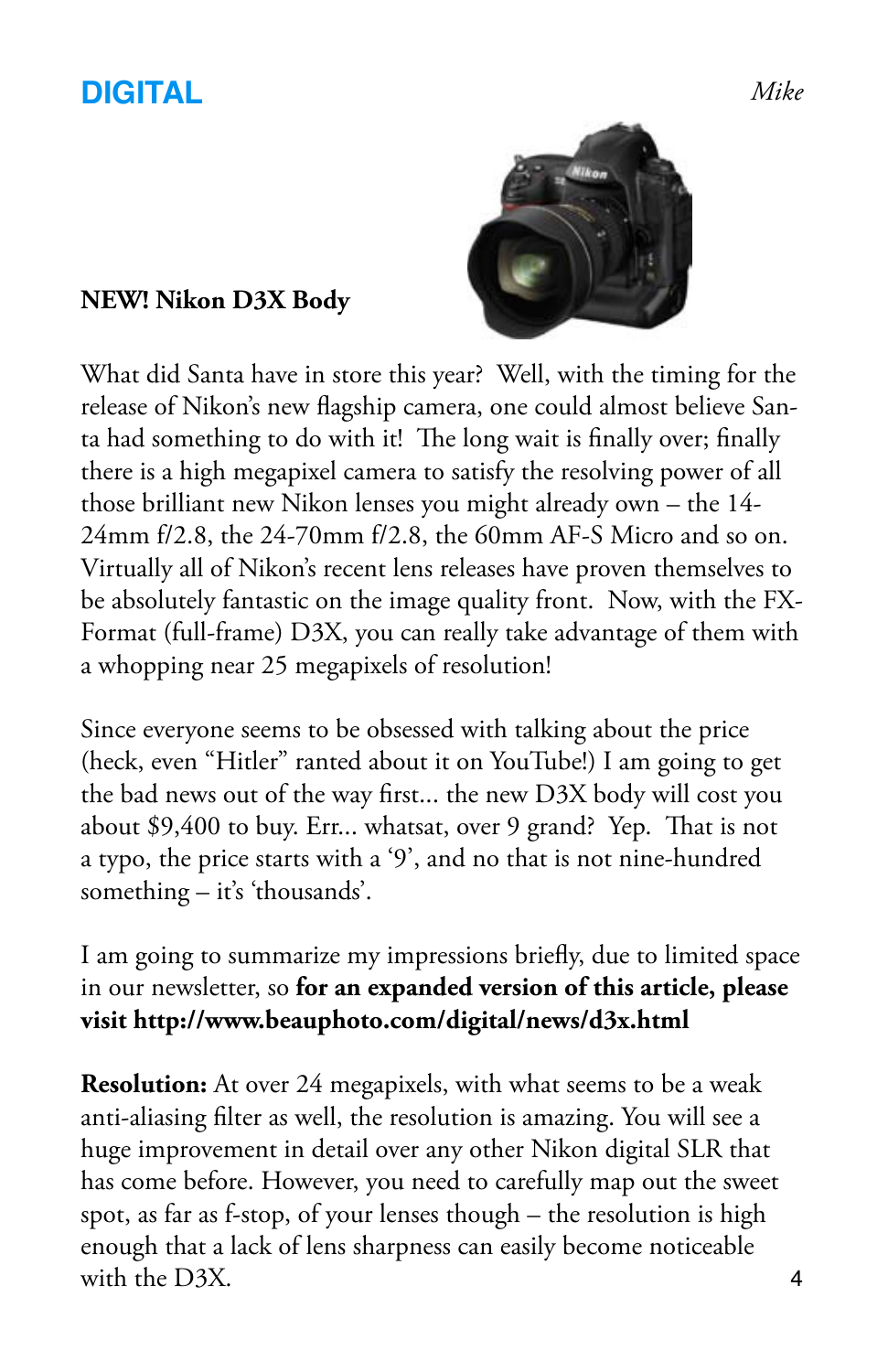## DIGITAL

*Mike*

**NEW! Nikon D3X Body**

What did Santa have in store this year? Well, with the timing for the release of Nikon's new flagship camera, one could almost believe Santa had something to do with it! The long wait is finally over; finally there is a high megapixel camera to satisfy the resolving power of all those brilliant new Nikon lenses you might already own – the 14-24mm f/2.8, the 24-70mm f/2.8, the 60mm AF-S Micro and so on. Virtually all of Nikon's recent lens releases have proven themselves to be absolutely fantastic on the image quality front. Now, with the FX-Format (full-frame) D3X, you can really take advantage of them with a whopping near 25 megapixels of resolution!

Since everyone seems to be obsessed with talking about the price (heck, even "Hitler" ranted about it on YouTube!) I am going to get the bad news out of the way first... the new D3X body will cost you about $9,400 to buy. Err... whatsat, over 9 grand? Yep. That is not a typo, the price starts with a '9', and no that is not nine-hundred something – it's 'thousands'.

I am going to summarize my impressions briefly, due to limited space in our newsletter, so **for an expanded version of this article, please visit http://www.beauphoto.com/digital/news/d3x.html**

**Resolution:** At over 24 megapixels, with what seems to be a weak anti-aliasing filter as well, the resolution is amazing. You will see a huge improvement in detail over any other Nikon digital SLR that has come before. However, you need to carefully map out the sweet spot, as far as f-stop, of your lenses though – the resolution is high enough that a lack of lens sharpness can easily become noticeable with the D3X.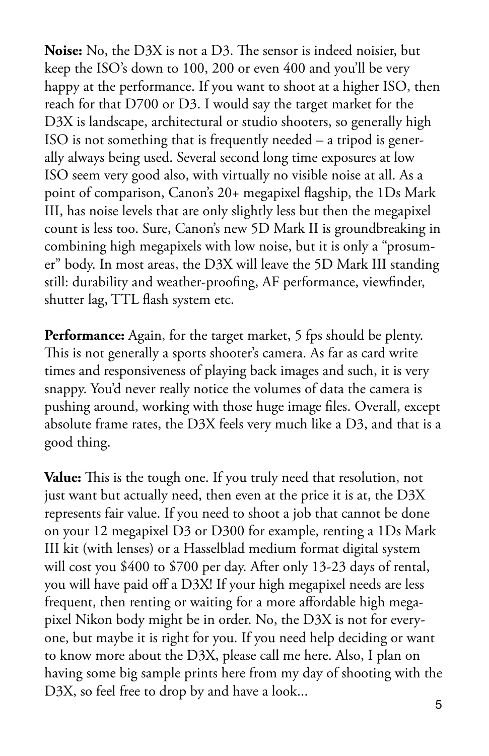**Noise:** No, the D3X is not a D3. The sensor is indeed noisier, but keep the ISO's down to 100, 200 or even 400 and you'll be very happy at the performance. If you want to shoot at a higher ISO, then reach for that D700 or D3. I would say the target market for the D3X is landscape, architectural or studio shooters, so generally high ISO is not something that is frequently needed – a tripod is generally always being used. Several second long time exposures at low ISO seem very good also, with virtually no visible noise at all. As a point of comparison, Canon's 20+ megapixel flagship, the 1Ds Mark III, has noise levels that are only slightly less but then the megapixel count is less too. Sure, Canon's new 5D Mark II is groundbreaking in combining high megapixels with low noise, but it is only a "prosumer" body. In most areas, the D3X will leave the 5D Mark III standing still: durability and weather-proofing, AF performance, viewfinder, shutter lag, TTL flash system etc.

**Performance:** Again, for the target market, 5 fps should be plenty. This is not generally a sports shooter's camera. As far as card write times and responsiveness of playing back images and such, it is very snappy. You'd never really notice the volumes of data the camera is pushing around, working with those huge image files. Overall, except absolute frame rates, the D3X feels very much like a D3, and that is a good thing.

**Value:** This is the tough one. If you truly need that resolution, not just want but actually need, then even at the price it is at, the D3X represents fair value. If you need to shoot a job that cannot be done on your 12 megapixel D3 or D300 for example, renting a 1Ds Mark III kit (with lenses) or a Hasselblad medium format digital system will cost you $400 to $700 per day. After only 13-23 days of rental, you will have paid off a D3X! If your high megapixel needs are less frequent, then renting or waiting for a more affordable high megapixel Nikon body might be in order. No, the D3X is not for everyone, but maybe it is right for you. If you need help deciding or want to know more about the D3X, please call me here. Also, I plan on having some big sample prints here from my day of shooting with the D3X, so feel free to drop by and have a look...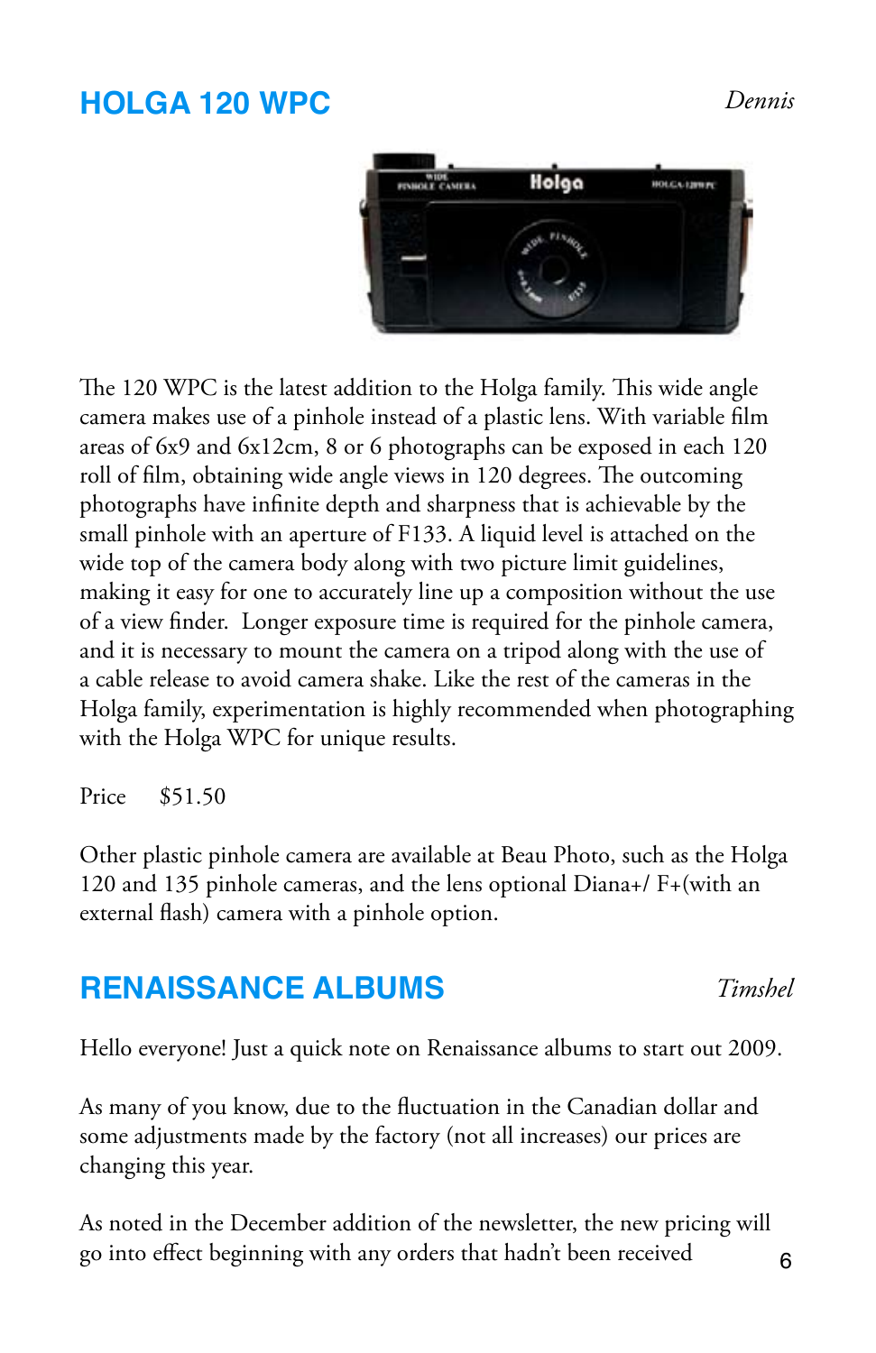## HOLGA 120 WPC

*Dennis*

The 120 WPC is the latest addition to the Holga family. This wide angle camera makes use of a pinhole instead of a plastic lens. With variable film areas of 6x9 and 6x12cm, 8 or 6 photographs can be exposed in each 120 roll of film, obtaining wide angle views in 120 degrees. The outcoming photographs have infinite depth and sharpness that is achievable by the small pinhole with an aperture of F133. A liquid level is attached on the wide top of the camera body along with two picture limit guidelines, making it easy for one to accurately line up a composition without the use of a view finder.  Longer exposure time is required for the pinhole camera, and it is necessary to mount the camera on a tripod along with the use of a cable release to avoid camera shake. Like the rest of the cameras in the Holga family, experimentation is highly recommended when photographing with the Holga WPC for unique results.

Price     $51.50

Other plastic pinhole camera are available at Beau Photo, such as the Holga 120 and 135 pinhole cameras, and the lens optional Diana+/ F+(with an external flash) camera with a pinhole option.

## RENAISSANCE ALBUMS

*Timshel*

Hello everyone! Just a quick note on Renaissance albums to start out 2009.

As many of you know, due to the fluctuation in the Canadian dollar and some adjustments made by the factory (not all increases) our prices are changing this year.

As noted in the December addition of the newsletter, the new pricing will go into effect beginning with any orders that hadn't been received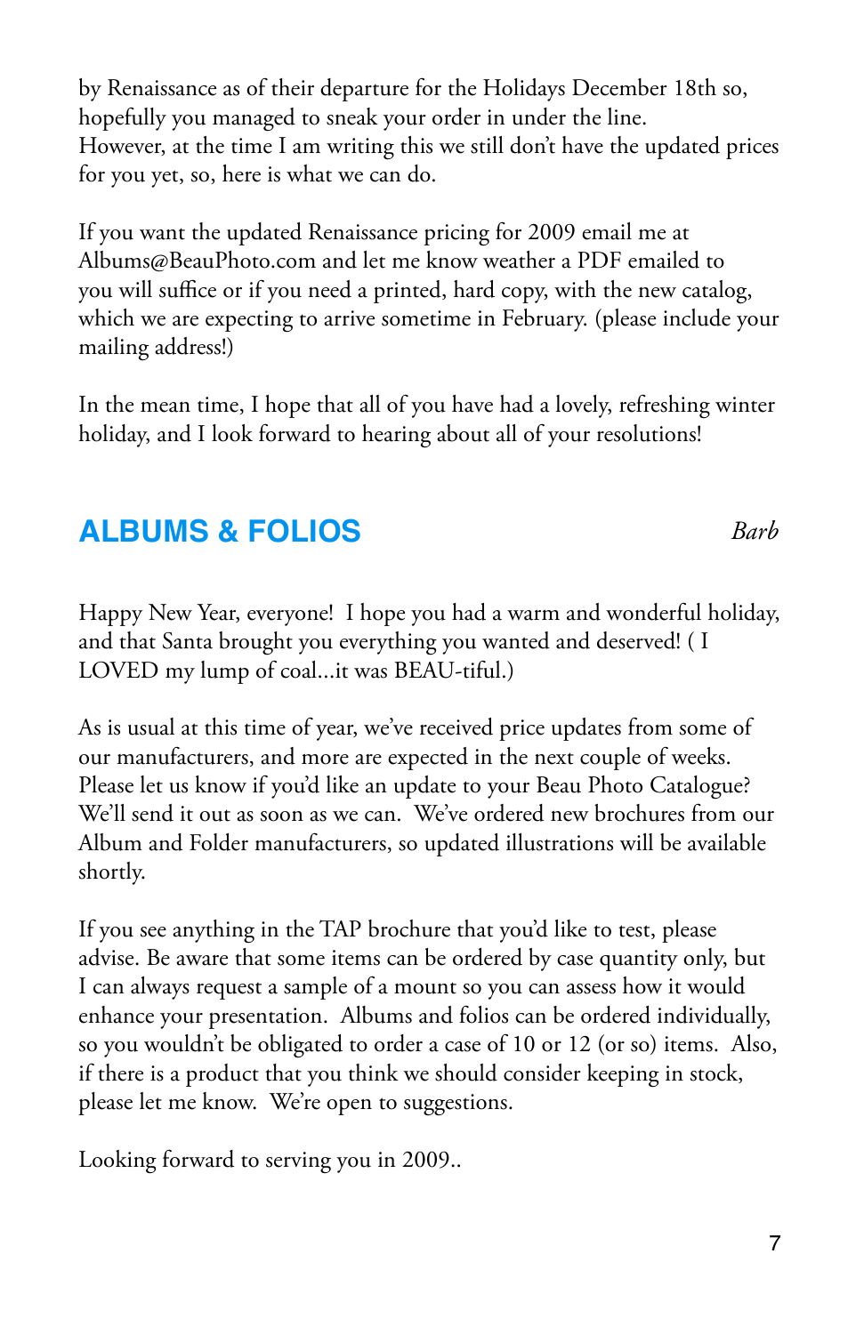by Renaissance as of their departure for the Holidays December 18th so, hopefully you managed to sneak your order in under the line. However, at the time I am writing this we still don't have the updated prices for you yet, so, here is what we can do.

If you want the updated Renaissance pricing for 2009 email me at Albums@BeauPhoto.com and let me know weather a PDF emailed to you will suffice or if you need a printed, hard copy, with the new catalog, which we are expecting to arrive sometime in February. (please include your mailing address!)

In the mean time, I hope that all of you have had a lovely, refreshing winter holiday, and I look forward to hearing about all of your resolutions!

## ALBUMS & FOLIOS

*Barb*

Happy New Year, everyone! I hope you had a warm and wonderful holiday, and that Santa brought you everything you wanted and deserved! ( I LOVED my lump of coal...it was BEAU-tiful.)

As is usual at this time of year, we've received price updates from some of our manufacturers, and more are expected in the next couple of weeks. Please let us know if you'd like an update to your Beau Photo Catalogue? We'll send it out as soon as we can. We've ordered new brochures from our Album and Folder manufacturers, so updated illustrations will be available shortly.

If you see anything in the TAP brochure that you'd like to test, please advise. Be aware that some items can be ordered by case quantity only, but I can always request a sample of a mount so you can assess how it would enhance your presentation. Albums and folios can be ordered individually, so you wouldn't be obligated to order a case of 10 or 12 (or so) items. Also, if there is a product that you think we should consider keeping in stock, please let me know. We're open to suggestions.

Looking forward to serving you in 2009..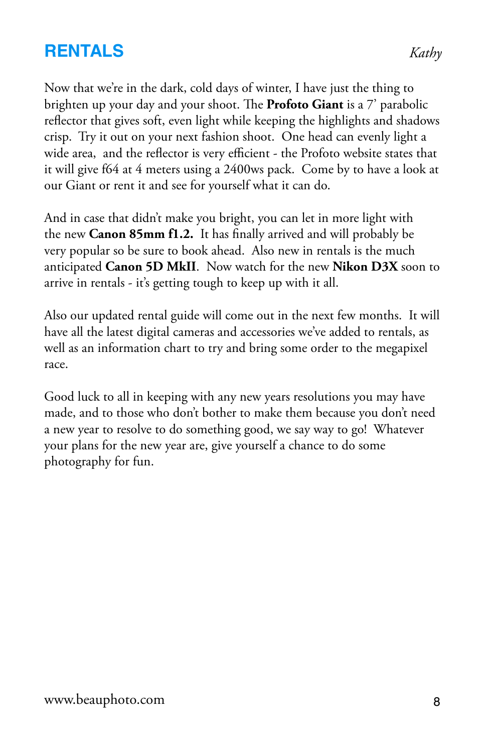## RENTALS

*Kathy*

Now that we're in the dark, cold days of winter, I have just the thing to brighten up your day and your shoot. The **Profoto Giant** is a 7' parabolic reflector that gives soft, even light while keeping the highlights and shadows crisp. Try it out on your next fashion shoot. One head can evenly light a wide area, and the reflector is very efficient - the Profoto website states that it will give f64 at 4 meters using a 2400ws pack. Come by to have a look at our Giant or rent it and see for yourself what it can do.

And in case that didn't make you bright, you can let in more light with the new **Canon 85mm f1.2.** It has finally arrived and will probably be very popular so be sure to book ahead. Also new in rentals is the much anticipated **Canon 5D MkII**. Now watch for the new **Nikon D3X** soon to arrive in rentals - it's getting tough to keep up with it all.

Also our updated rental guide will come out in the next few months. It will have all the latest digital cameras and accessories we've added to rentals, as well as an information chart to try and bring some order to the megapixel race.

Good luck to all in keeping with any new years resolutions you may have made, and to those who don't bother to make them because you don't need a new year to resolve to do something good, we say way to go! Whatever your plans for the new year are, give yourself a chance to do some photography for fun.

www.beauphoto.com